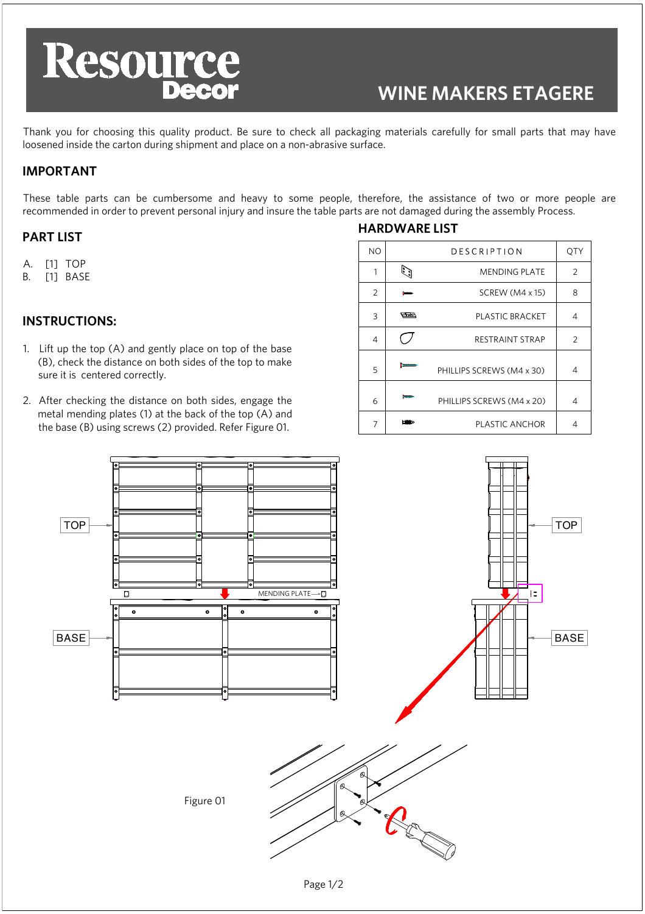# Resource Decor

## WINE MAKERS ETAGERE

Thank you for choosing this quality product. Be sure to check all packaging materials carefully for small parts that may have loosened inside the carton during shipment and place on a non-abrasive surface.

## IMPORTANT

These table parts can be cumbersome and heavy to some people, therefore, the assistance of two or more people are recommended in order to prevent personal injury and insure the table parts are not damaged during the assembly Process.

## PART LIST

A. [1] TOP
B. [1] BASE

## HARDWARE LIST

| NO | DESCRIPTION | QTY |
|---|---|---|
| 1 | MENDING PLATE | 2 |
| 2 | SCREW (M4 x 15) | 8 |
| 3 | PLASTIC BRACKET | 4 |
| 4 | RESTRAINT STRAP | 2 |
| 5 | PHILLIPS SCREWS (M4 x 30) | 4 |
| 6 | PHILLIPS SCREWS (M4 x 20) | 4 |
| 7 | PLASTIC ANCHOR | 4 |

## INSTRUCTIONS:

1. Lift up the top (A) and gently place on top of the base (B), check the distance on both sides of the top to make sure it is centered correctly.
2. After checking the distance on both sides, engage the metal mending plates (1) at the back of the top (A) and the base (B) using screws (2) provided. Refer Figure 01.

TOP

BASE

MENDING PLATE

Figure 01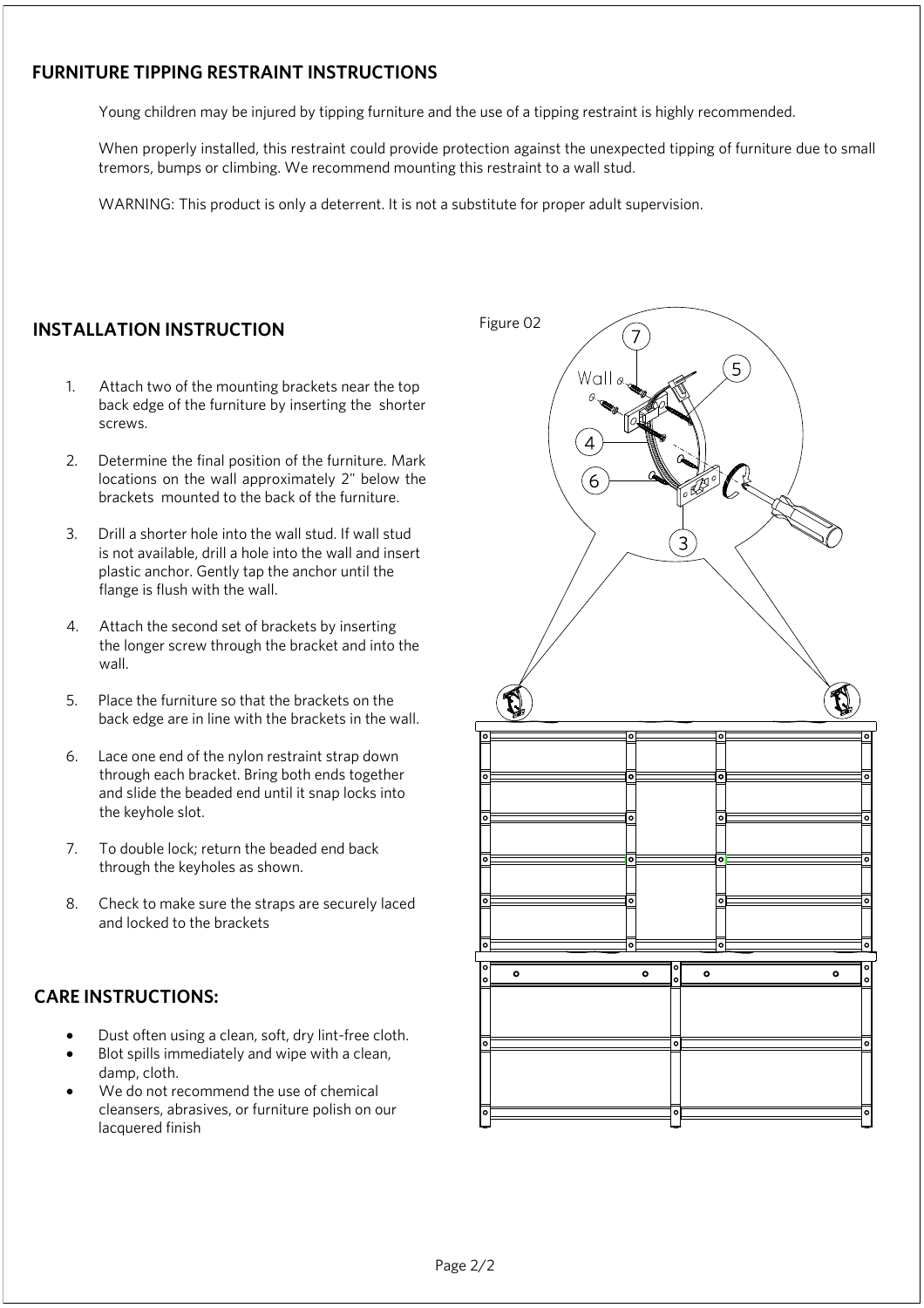## FURNITURE TIPPING RESTRAINT INSTRUCTIONS

Young children may be injured by tipping furniture and the use of a tipping restraint is highly recommended.

When properly installed, this restraint could provide protection against the unexpected tipping of furniture due to small tremors, bumps or climbing. We recommend mounting this restraint to a wall stud.

WARNING: This product is only a deterrent. It is not a substitute for proper adult supervision.

## INSTALLATION INSTRUCTION

1. Attach two of the mounting brackets near the top back edge of the furniture by inserting the shorter screws.
2. Determine the final position of the furniture. Mark locations on the wall approximately 2" below the brackets mounted to the back of the furniture.
3. Drill a shorter hole into the wall stud. If wall stud is not available, drill a hole into the wall and insert plastic anchor. Gently tap the anchor until the flange is flush with the wall.
4. Attach the second set of brackets by inserting the longer screw through the bracket and into the wall.
5. Place the furniture so that the brackets on the back edge are in line with the brackets in the wall.
6. Lace one end of the nylon restraint strap down through each bracket. Bring both ends together and slide the beaded end until it snap locks into the keyhole slot.
7. To double lock; return the beaded end back through the keyholes as shown.
8. Check to make sure the straps are securely laced and locked to the brackets

Figure 02

Wall

7

5

4

6

3

## CARE INSTRUCTIONS:

- Dust often using a clean, soft, dry lint-free cloth.
- Blot spills immediately and wipe with a clean, damp, cloth.
- We do not recommend the use of chemical cleansers, abrasives, or furniture polish on our lacquered finish